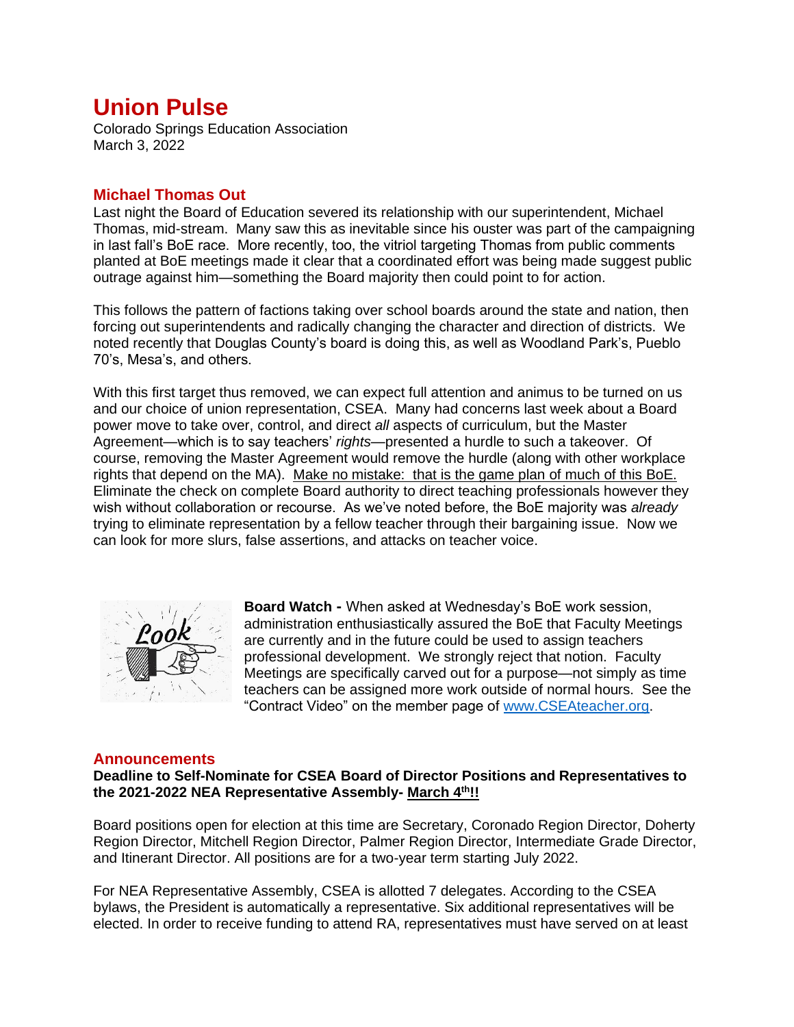# Union Pulse

Colorado Springs Education Association
March 3, 2022

## Michael Thomas Out

Last night the Board of Education severed its relationship with our superintendent, Michael Thomas, mid-stream. Many saw this as inevitable since his ouster was part of the campaigning in last fall's BoE race. More recently, too, the vitriol targeting Thomas from public comments planted at BoE meetings made it clear that a coordinated effort was being made suggest public outrage against him—something the Board majority then could point to for action.

This follows the pattern of factions taking over school boards around the state and nation, then forcing out superintendents and radically changing the character and direction of districts. We noted recently that Douglas County's board is doing this, as well as Woodland Park's, Pueblo 70's, Mesa's, and others.

With this first target thus removed, we can expect full attention and animus to be turned on us and our choice of union representation, CSEA. Many had concerns last week about a Board power move to take over, control, and direct *all* aspects of curriculum, but the Master Agreement—which is to say teachers' *rights*—presented a hurdle to such a takeover. Of course, removing the Master Agreement would remove the hurdle (along with other workplace rights that depend on the MA). <u>Make no mistake: that is the game plan of much of this BoE.</u> Eliminate the check on complete Board authority to direct teaching professionals however they wish without collaboration or recourse. As we've noted before, the BoE majority was *already* trying to eliminate representation by a fellow teacher through their bargaining issue. Now we can look for more slurs, false assertions, and attacks on teacher voice.

**Board Watch -** When asked at Wednesday's BoE work session, administration enthusiastically assured the BoE that Faculty Meetings are currently and in the future could be used to assign teachers professional development. We strongly reject that notion. Faculty Meetings are specifically carved out for a purpose—not simply as time teachers can be assigned more work outside of normal hours. See the "Contract Video" on the member page of www.CSEAteacher.org.

## Announcements

**Deadline to Self-Nominate for CSEA Board of Director Positions and Representatives to the 2021-2022 NEA Representative Assembly- <u>March 4th!!</u>**

Board positions open for election at this time are Secretary, Coronado Region Director, Doherty Region Director, Mitchell Region Director, Palmer Region Director, Intermediate Grade Director, and Itinerant Director. All positions are for a two-year term starting July 2022.

For NEA Representative Assembly, CSEA is allotted 7 delegates. According to the CSEA bylaws, the President is automatically a representative. Six additional representatives will be elected. In order to receive funding to attend RA, representatives must have served on at least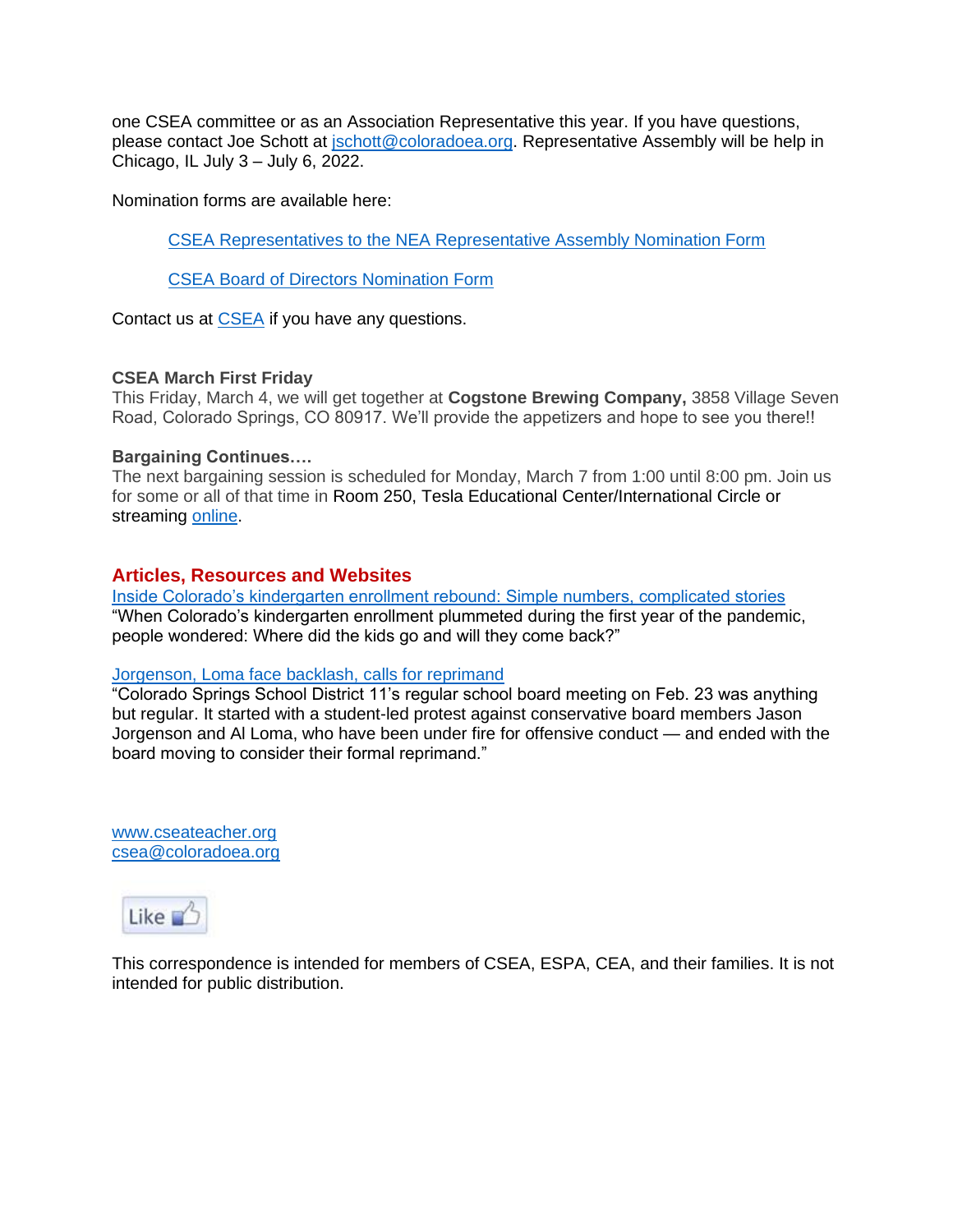one CSEA committee or as an Association Representative this year. If you have questions, please contact Joe Schott at jschott@coloradoea.org. Representative Assembly will be help in Chicago, IL July 3 – July 6, 2022.

Nomination forms are available here:

> CSEA Representatives to the NEA Representative Assembly Nomination Form
>
> CSEA Board of Directors Nomination Form

Contact us at CSEA if you have any questions.

**CSEA March First Friday**
This Friday, March 4, we will get together at **Cogstone Brewing Company,** 3858 Village Seven Road, Colorado Springs, CO 80917. We'll provide the appetizers and hope to see you there!!

**Bargaining Continues….**
The next bargaining session is scheduled for Monday, March 7 from 1:00 until 8:00 pm. Join us for some or all of that time in Room 250, Tesla Educational Center/International Circle or streaming online.

## Articles, Resources and Websites

Inside Colorado's kindergarten enrollment rebound: Simple numbers, complicated stories
"When Colorado's kindergarten enrollment plummeted during the first year of the pandemic, people wondered: Where did the kids go and will they come back?"

Jorgenson, Loma face backlash, calls for reprimand
"Colorado Springs School District 11's regular school board meeting on Feb. 23 was anything but regular. It started with a student-led protest against conservative board members Jason Jorgenson and Al Loma, who have been under fire for offensive conduct — and ended with the board moving to consider their formal reprimand."

www.cseateacher.org
csea@coloradoea.org

Like

This correspondence is intended for members of CSEA, ESPA, CEA, and their families. It is not intended for public distribution.